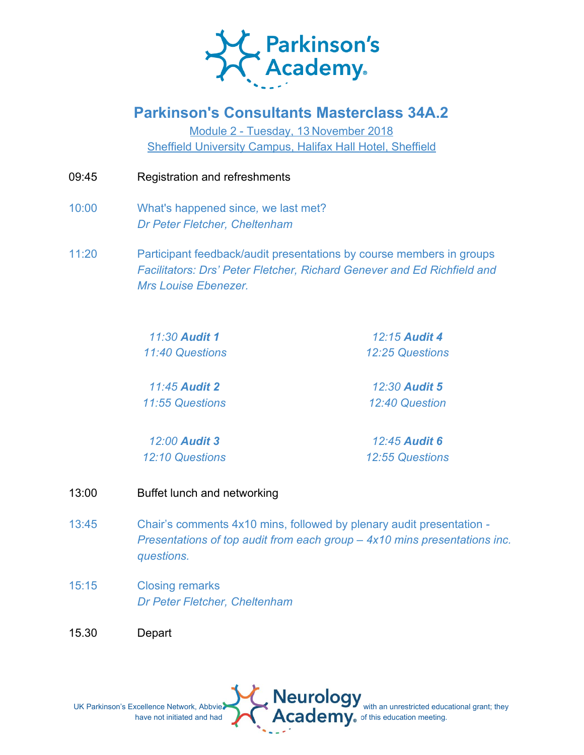# Parkinson's Consultants Masterclass 34A.2

Module 2 - Tuesday, 13 November 2018
Sheffield University Campus, Halifax Hall Hotel, Sheffield

09:45 Registration and refreshments

10:00 What's happened since, we last met?
*Dr Peter Fletcher, Cheltenham*

11:20 Participant feedback/audit presentations by course members in groups
*Facilitators: Drs' Peter Fletcher, Richard Genever and Ed Richfield and Mrs Louise Ebenezer.*

*11:30* ***Audit 1***
*11:40 Questions*

*11:45* ***Audit 2***
*11:55 Questions*

*12:00* ***Audit 3***
*12:10 Questions*

*12:15* ***Audit 4***
*12:25 Questions*

*12:30* ***Audit 5***
*12:40 Question*

*12:45* ***Audit 6***
*12:55 Questions*

13:00 Buffet lunch and networking

13:45 Chair's comments 4x10 mins, followed by plenary audit presentation -
*Presentations of top audit from each group – 4x10 mins presentations inc. questions.*

15:15 Closing remarks
*Dr Peter Fletcher, Cheltenham*

15.30 Depart

UK Parkinson's Excellence Network, Abbvie ... with an unrestricted educational grant; they have not initiated and had ... of this education meeting.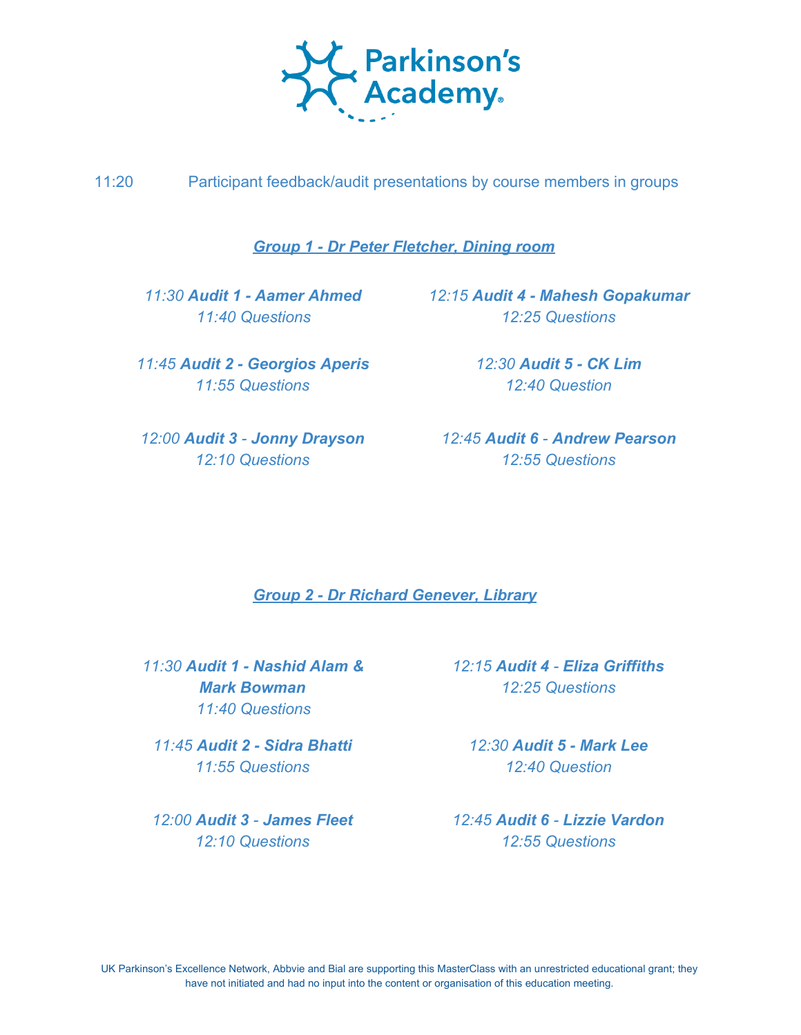11:20 Participant feedback/audit presentations by course members in groups

## *Group 1 - Dr Peter Fletcher, Dining room*

*11:30* ***Audit 1 - Aamer Ahmed***
*11:40 Questions*

*11:45* ***Audit 2 - Georgios Aperis***
*11:55 Questions*

*12:00* ***Audit 3*** *-* ***Jonny Drayson***
*12:10 Questions*

*12:15* ***Audit 4 - Mahesh Gopakumar***
*12:25 Questions*

*12:30* ***Audit 5 - CK Lim***
*12:40 Question*

*12:45* ***Audit 6*** *-* ***Andrew Pearson***
*12:55 Questions*

## *Group 2 - Dr Richard Genever, Library*

*11:30* ***Audit 1 - Nashid Alam & Mark Bowman***
*11:40 Questions*

*11:45* ***Audit 2 - Sidra Bhatti***
*11:55 Questions*

*12:00* ***Audit 3*** *-* ***James Fleet***
*12:10 Questions*

*12:15* ***Audit 4*** *-* ***Eliza Griffiths***
*12:25 Questions*

*12:30* ***Audit 5 - Mark Lee***
*12:40 Question*

*12:45* ***Audit 6*** *-* ***Lizzie Vardon***
*12:55 Questions*

UK Parkinson's Excellence Network, Abbvie and Bial are supporting this MasterClass with an unrestricted educational grant; they have not initiated and had no input into the content or organisation of this education meeting.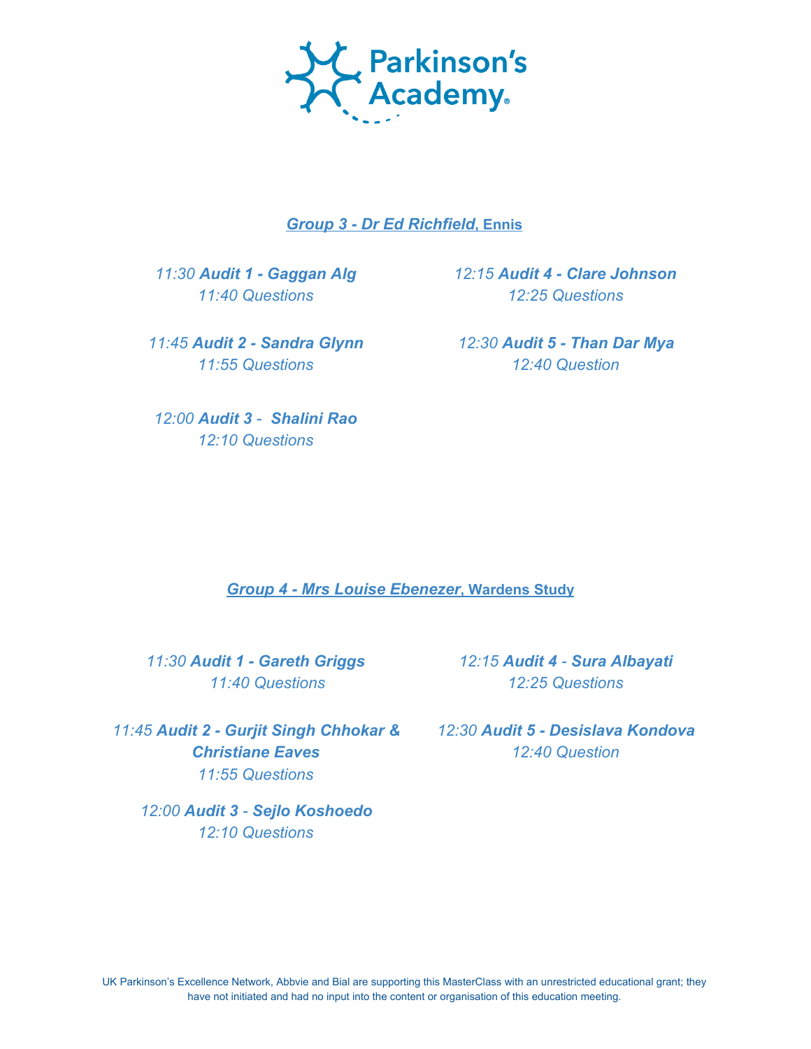Parkinson's Academy®

## *Group 3 - Dr Ed Richfield*, Ennis

*11:30* ***Audit 1 - Gaggan Alg***
*11:40 Questions*

*11:45* ***Audit 2 - Sandra Glynn***
*11:55 Questions*

*12:00* ***Audit 3*** *-* ***Shalini Rao***
*12:10 Questions*

*12:15* ***Audit 4 - Clare Johnson***
*12:25 Questions*

*12:30* ***Audit 5 - Than Dar Mya***
*12:40 Question*

## *Group 4 - Mrs Louise Ebenezer*, Wardens Study

*11:30* ***Audit 1 - Gareth Griggs***
*11:40 Questions*

*11:45* ***Audit 2 - Gurjit Singh Chhokar & Christiane Eaves***
*11:55 Questions*

*12:00* ***Audit 3*** *-* ***Sejlo Koshoedo***
*12:10 Questions*

*12:15* ***Audit 4*** *-* ***Sura Albayati***
*12:25 Questions*

*12:30* ***Audit 5 - Desislava Kondova***
*12:40 Question*

UK Parkinson's Excellence Network, Abbvie and Bial are supporting this MasterClass with an unrestricted educational grant; they have not initiated and had no input into the content or organisation of this education meeting.